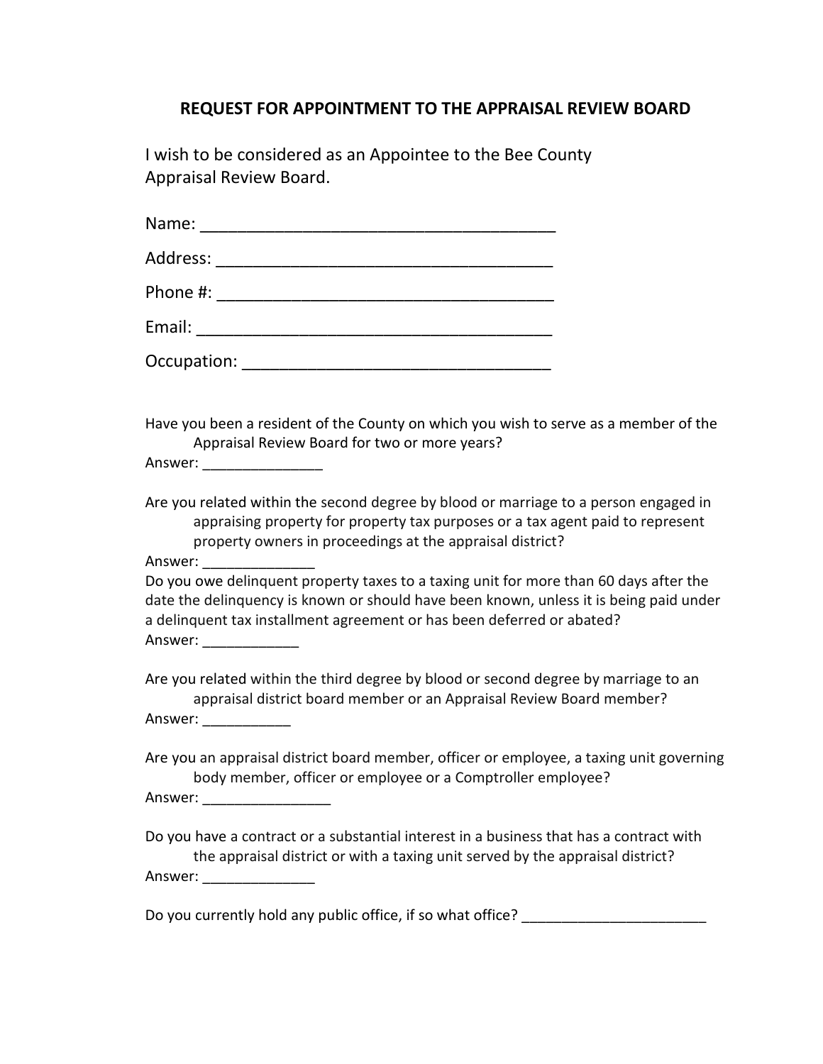# REQUEST FOR APPOINTMENT TO THE APPRAISAL REVIEW BOARD

I wish to be considered as an Appointee to the Bee County Appraisal Review Board.

Name: ________________________________________

Address: _____________________________________

Phone #: _____________________________________

Email: _______________________________________

Occupation: __________________________________

Have you been a resident of the County on which you wish to serve as a member of the Appraisal Review Board for two or more years?

Answer: _______________

Are you related within the second degree by blood or marriage to a person engaged in appraising property for property tax purposes or a tax agent paid to represent property owners in proceedings at the appraisal district?

Answer: ______________

Do you owe delinquent property taxes to a taxing unit for more than 60 days after the date the delinquency is known or should have been known, unless it is being paid under a delinquent tax installment agreement or has been deferred or abated?

Answer: ____________

Are you related within the third degree by blood or second degree by marriage to an appraisal district board member or an Appraisal Review Board member?

Answer: ___________

Are you an appraisal district board member, officer or employee, a taxing unit governing body member, officer or employee or a Comptroller employee?

Answer: ________________

Do you have a contract or a substantial interest in a business that has a contract with the appraisal district or with a taxing unit served by the appraisal district?

Answer: ______________

Do you currently hold any public office, if so what office? _______________________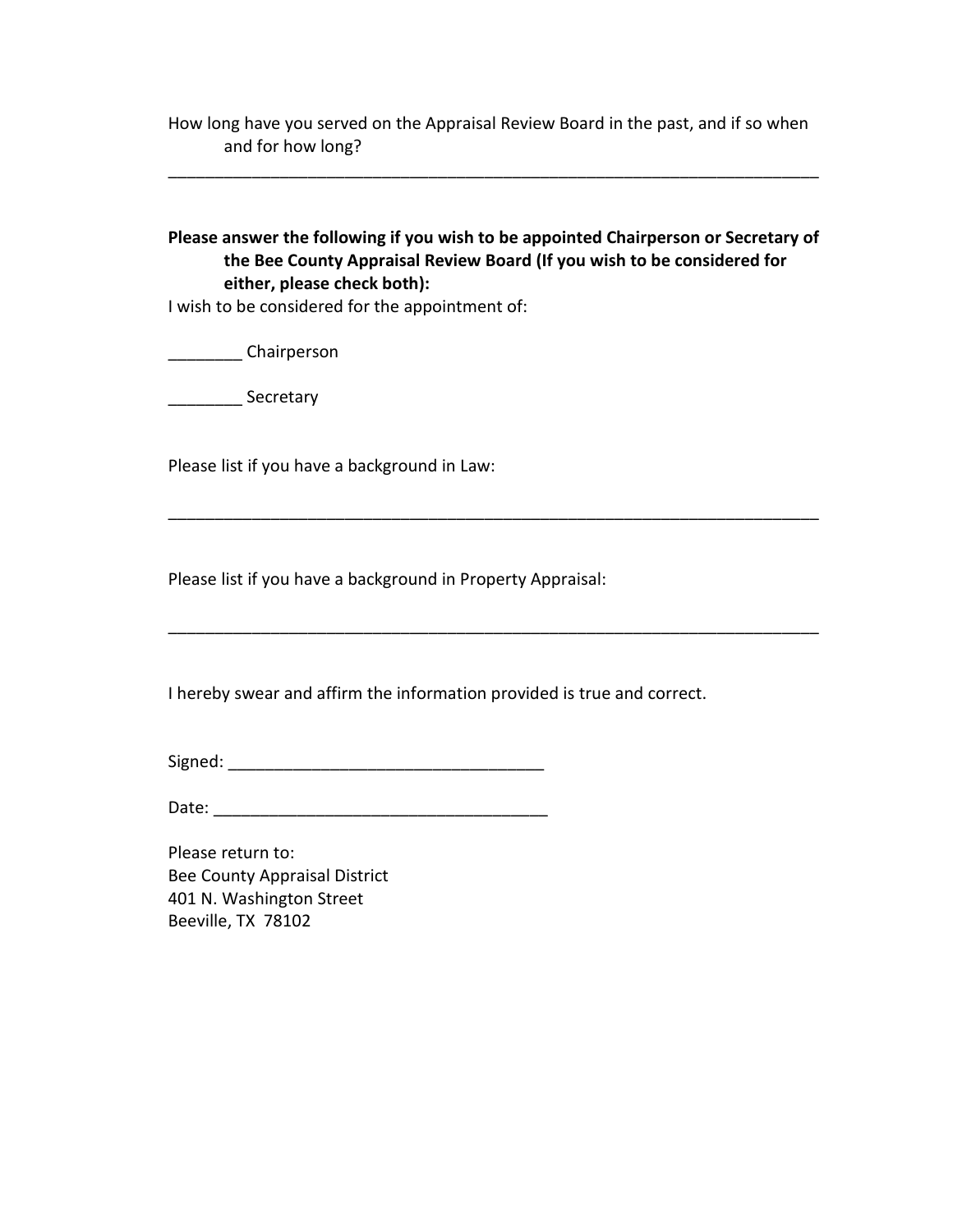How long have you served on the Appraisal Review Board in the past, and if so when and for how long?

___________________________________________________________________________

**Please answer the following if you wish to be appointed Chairperson or Secretary of the Bee County Appraisal Review Board (If you wish to be considered for either, please check both):**

I wish to be considered for the appointment of:

________ Chairperson

________ Secretary

Please list if you have a background in Law:

___________________________________________________________________________

Please list if you have a background in Property Appraisal:

___________________________________________________________________________

I hereby swear and affirm the information provided is true and correct.

Signed: __________________________________

Date: ____________________________________

Please return to:
Bee County Appraisal District
401 N. Washington Street
Beeville, TX 78102